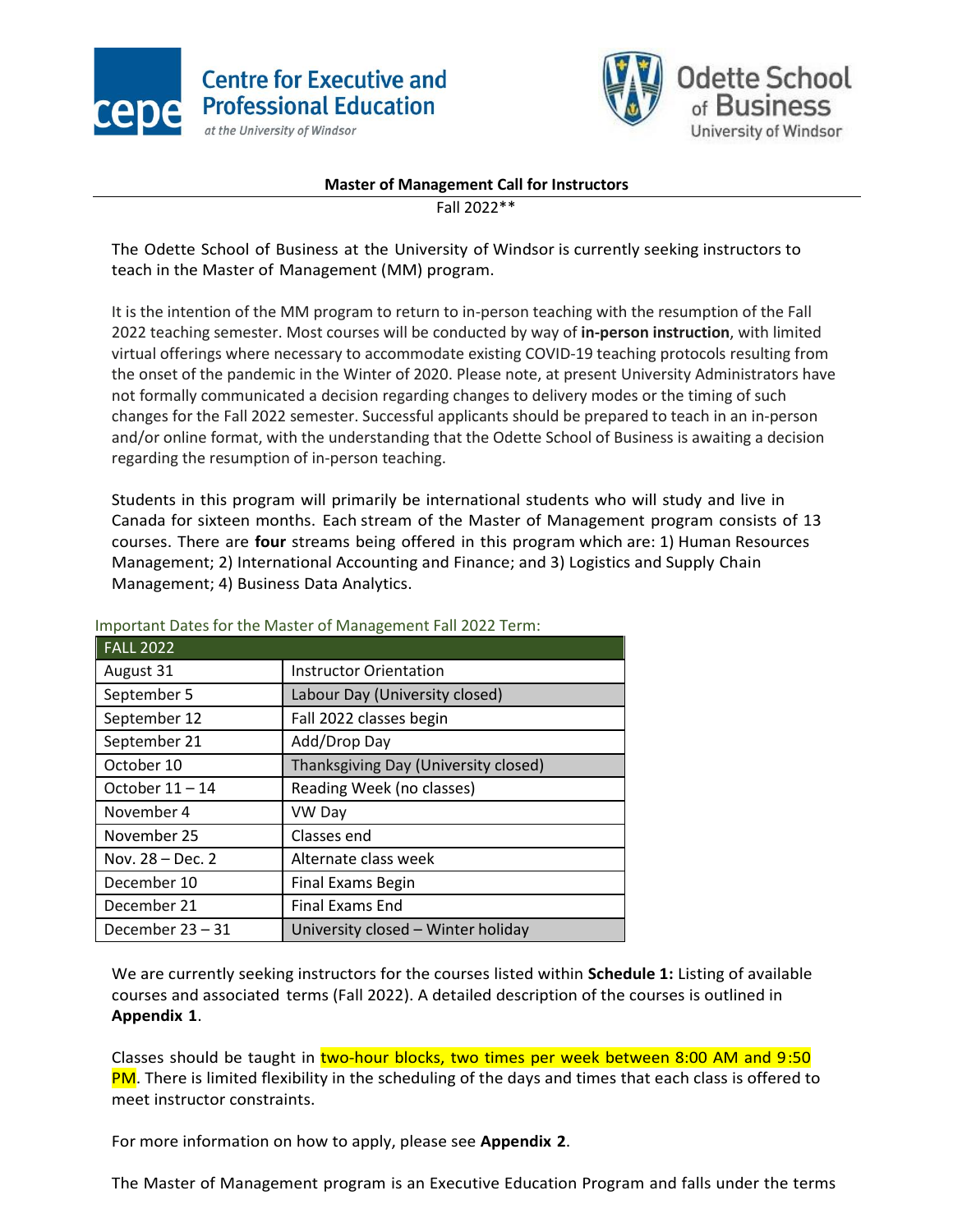Centre for Executive and Professional Education at the University of Windsor

Odette School of Business University of Windsor

## Master of Management Call for Instructors

Fall 2022**

The Odette School of Business at the University of Windsor is currently seeking instructors to teach in the Master of Management (MM) program.

It is the intention of the MM program to return to in-person teaching with the resumption of the Fall 2022 teaching semester. Most courses will be conducted by way of **in-person instruction**, with limited virtual offerings where necessary to accommodate existing COVID-19 teaching protocols resulting from the onset of the pandemic in the Winter of 2020. Please note, at present University Administrators have not formally communicated a decision regarding changes to delivery modes or the timing of such changes for the Fall 2022 semester. Successful applicants should be prepared to teach in an in-person and/or online format, with the understanding that the Odette School of Business is awaiting a decision regarding the resumption of in-person teaching.

Students in this program will primarily be international students who will study and live in Canada for sixteen months. Each stream of the Master of Management program consists of 13 courses. There are **four** streams being offered in this program which are: 1) Human Resources Management; 2) International Accounting and Finance; and 3) Logistics and Supply Chain Management; 4) Business Data Analytics.

Important Dates for the Master of Management Fall 2022 Term:

| FALL 2022 | |
|---|---|
| August 31 | Instructor Orientation |
| September 5 | Labour Day (University closed) |
| September 12 | Fall 2022 classes begin |
| September 21 | Add/Drop Day |
| October 10 | Thanksgiving Day (University closed) |
| October 11 – 14 | Reading Week (no classes) |
| November 4 | VW Day |
| November 25 | Classes end |
| Nov. 28 – Dec. 2 | Alternate class week |
| December 10 | Final Exams Begin |
| December 21 | Final Exams End |
| December 23 – 31 | University closed – Winter holiday |

We are currently seeking instructors for the courses listed within **Schedule 1:** Listing of available courses and associated terms (Fall 2022). A detailed description of the courses is outlined in **Appendix 1**.

Classes should be taught in two-hour blocks, two times per week between 8:00 AM and 9:50 PM. There is limited flexibility in the scheduling of the days and times that each class is offered to meet instructor constraints.

For more information on how to apply, please see **Appendix 2**.

The Master of Management program is an Executive Education Program and falls under the terms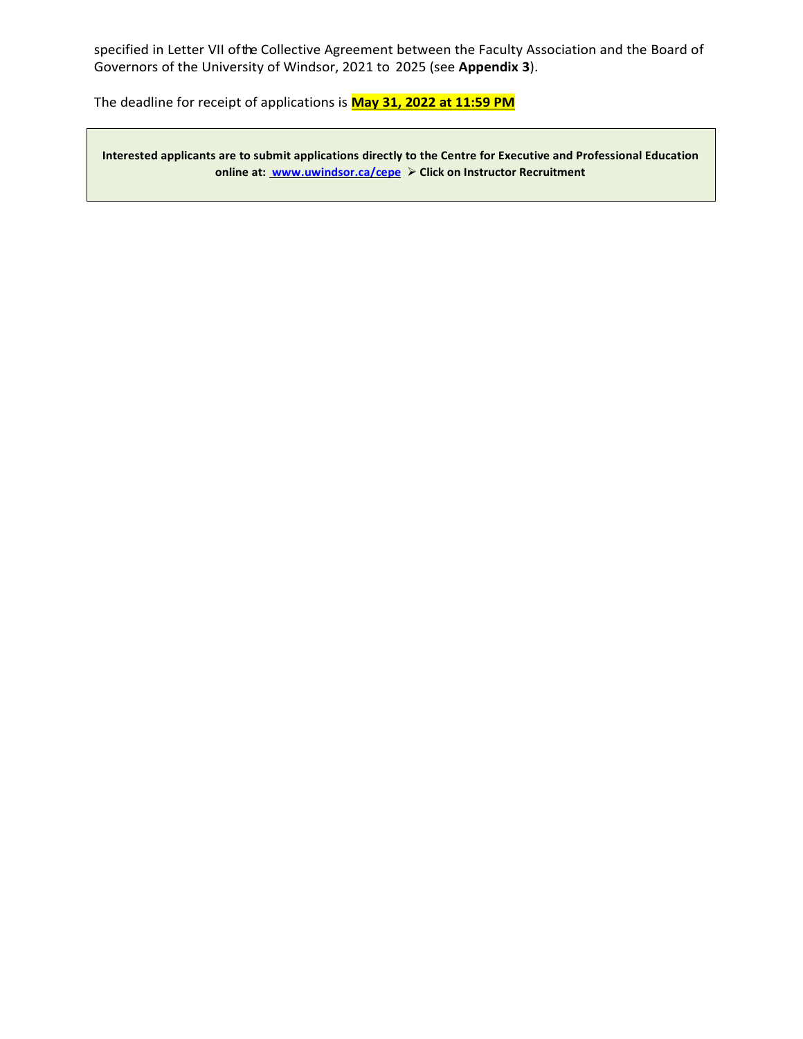specified in Letter VII of the Collective Agreement between the Faculty Association and the Board of Governors of the University of Windsor, 2021 to 2025 (see **Appendix 3**).

The deadline for receipt of applications is **May 31, 2022 at 11:59 PM**

**Interested applicants are to submit applications directly to the Centre for Executive and Professional Education online at: [www.uwindsor.ca/cepe](http://www.uwindsor.ca/cepe) ➢ Click on Instructor Recruitment**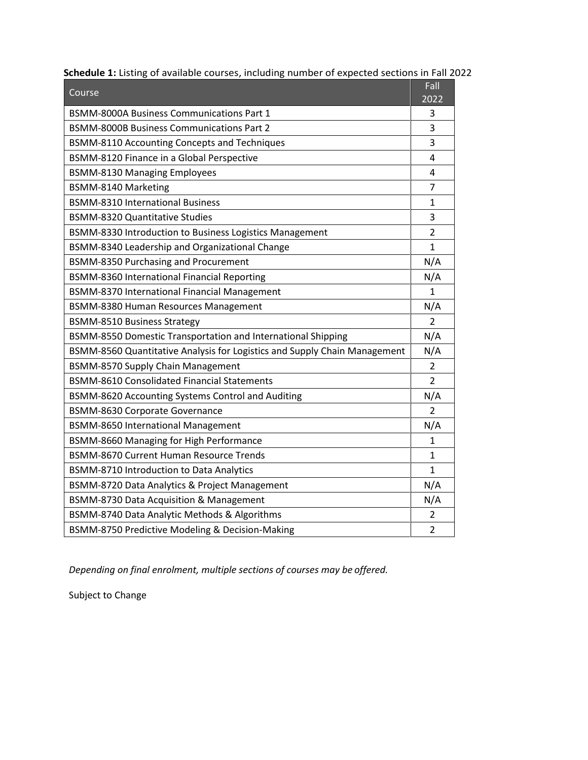**Schedule 1:** Listing of available courses, including number of expected sections in Fall 2022

| Course | Fall 2022 |
|---|---|
| BSMM-8000A Business Communications Part 1 | 3 |
| BSMM-8000B Business Communications Part 2 | 3 |
| BSMM-8110 Accounting Concepts and Techniques | 3 |
| BSMM-8120 Finance in a Global Perspective | 4 |
| BSMM-8130 Managing Employees | 4 |
| BSMM-8140 Marketing | 7 |
| BSMM-8310 International Business | 1 |
| BSMM-8320 Quantitative Studies | 3 |
| BSMM-8330 Introduction to Business Logistics Management | 2 |
| BSMM-8340 Leadership and Organizational Change | 1 |
| BSMM-8350 Purchasing and Procurement | N/A |
| BSMM-8360 International Financial Reporting | N/A |
| BSMM-8370 International Financial Management | 1 |
| BSMM-8380 Human Resources Management | N/A |
| BSMM-8510 Business Strategy | 2 |
| BSMM-8550 Domestic Transportation and International Shipping | N/A |
| BSMM-8560 Quantitative Analysis for Logistics and Supply Chain Management | N/A |
| BSMM-8570 Supply Chain Management | 2 |
| BSMM-8610 Consolidated Financial Statements | 2 |
| BSMM-8620 Accounting Systems Control and Auditing | N/A |
| BSMM-8630 Corporate Governance | 2 |
| BSMM-8650 International Management | N/A |
| BSMM-8660 Managing for High Performance | 1 |
| BSMM-8670 Current Human Resource Trends | 1 |
| BSMM-8710 Introduction to Data Analytics | 1 |
| BSMM-8720 Data Analytics & Project Management | N/A |
| BSMM-8730 Data Acquisition & Management | N/A |
| BSMM-8740 Data Analytic Methods & Algorithms | 2 |
| BSMM-8750 Predictive Modeling & Decision-Making | 2 |

*Depending on final enrolment, multiple sections of courses may be offered.*

Subject to Change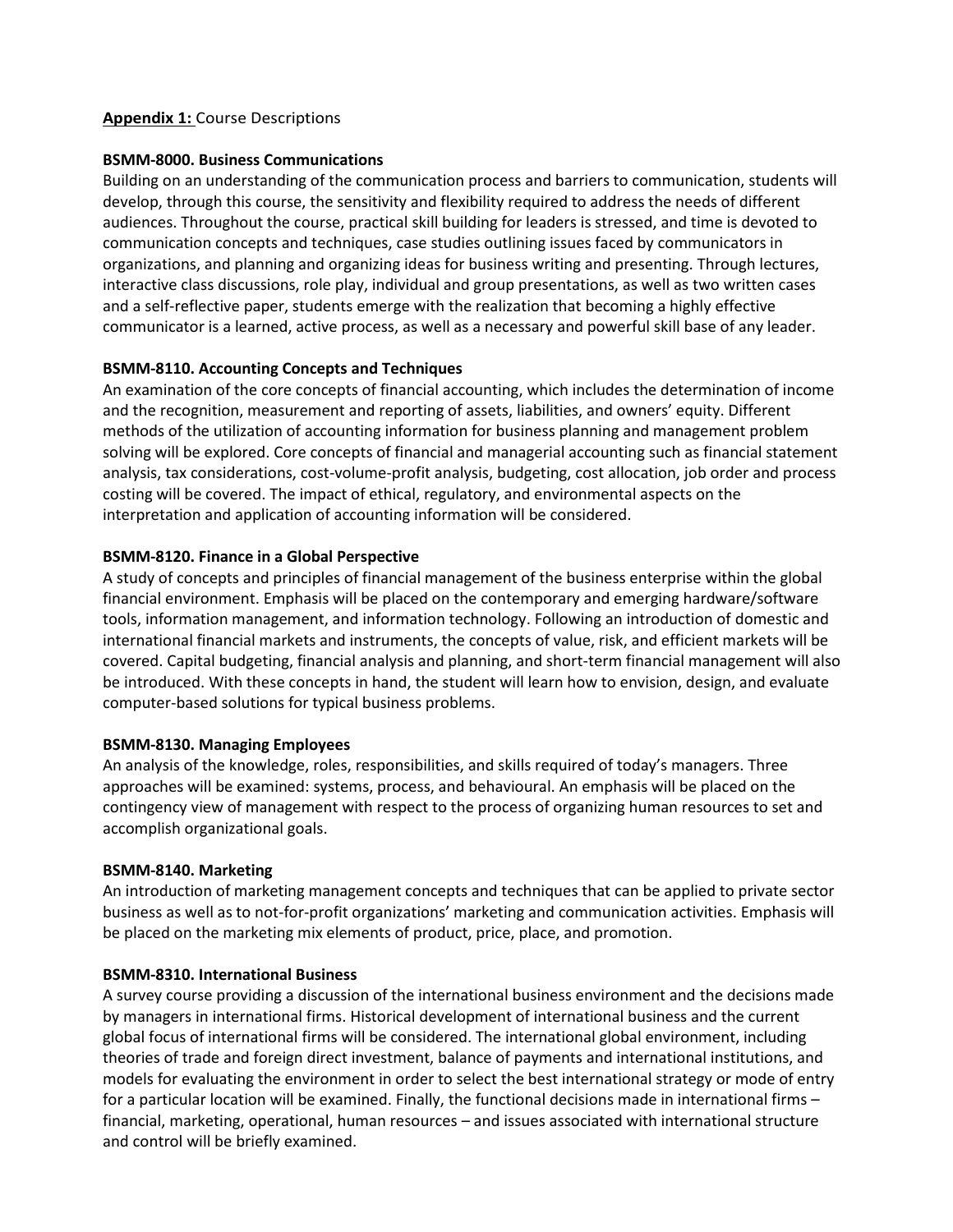**Appendix 1:** Course Descriptions

**BSMM-8000. Business Communications**

Building on an understanding of the communication process and barriers to communication, students will develop, through this course, the sensitivity and flexibility required to address the needs of different audiences. Throughout the course, practical skill building for leaders is stressed, and time is devoted to communication concepts and techniques, case studies outlining issues faced by communicators in organizations, and planning and organizing ideas for business writing and presenting. Through lectures, interactive class discussions, role play, individual and group presentations, as well as two written cases and a self-reflective paper, students emerge with the realization that becoming a highly effective communicator is a learned, active process, as well as a necessary and powerful skill base of any leader.

**BSMM-8110. Accounting Concepts and Techniques**

An examination of the core concepts of financial accounting, which includes the determination of income and the recognition, measurement and reporting of assets, liabilities, and owners' equity. Different methods of the utilization of accounting information for business planning and management problem solving will be explored. Core concepts of financial and managerial accounting such as financial statement analysis, tax considerations, cost-volume-profit analysis, budgeting, cost allocation, job order and process costing will be covered. The impact of ethical, regulatory, and environmental aspects on the interpretation and application of accounting information will be considered.

**BSMM-8120. Finance in a Global Perspective**

A study of concepts and principles of financial management of the business enterprise within the global financial environment. Emphasis will be placed on the contemporary and emerging hardware/software tools, information management, and information technology. Following an introduction of domestic and international financial markets and instruments, the concepts of value, risk, and efficient markets will be covered. Capital budgeting, financial analysis and planning, and short-term financial management will also be introduced. With these concepts in hand, the student will learn how to envision, design, and evaluate computer-based solutions for typical business problems.

**BSMM-8130. Managing Employees**

An analysis of the knowledge, roles, responsibilities, and skills required of today's managers. Three approaches will be examined: systems, process, and behavioural. An emphasis will be placed on the contingency view of management with respect to the process of organizing human resources to set and accomplish organizational goals.

**BSMM-8140. Marketing**

An introduction of marketing management concepts and techniques that can be applied to private sector business as well as to not-for-profit organizations' marketing and communication activities. Emphasis will be placed on the marketing mix elements of product, price, place, and promotion.

**BSMM-8310. International Business**

A survey course providing a discussion of the international business environment and the decisions made by managers in international firms. Historical development of international business and the current global focus of international firms will be considered. The international global environment, including theories of trade and foreign direct investment, balance of payments and international institutions, and models for evaluating the environment in order to select the best international strategy or mode of entry for a particular location will be examined. Finally, the functional decisions made in international firms – financial, marketing, operational, human resources – and issues associated with international structure and control will be briefly examined.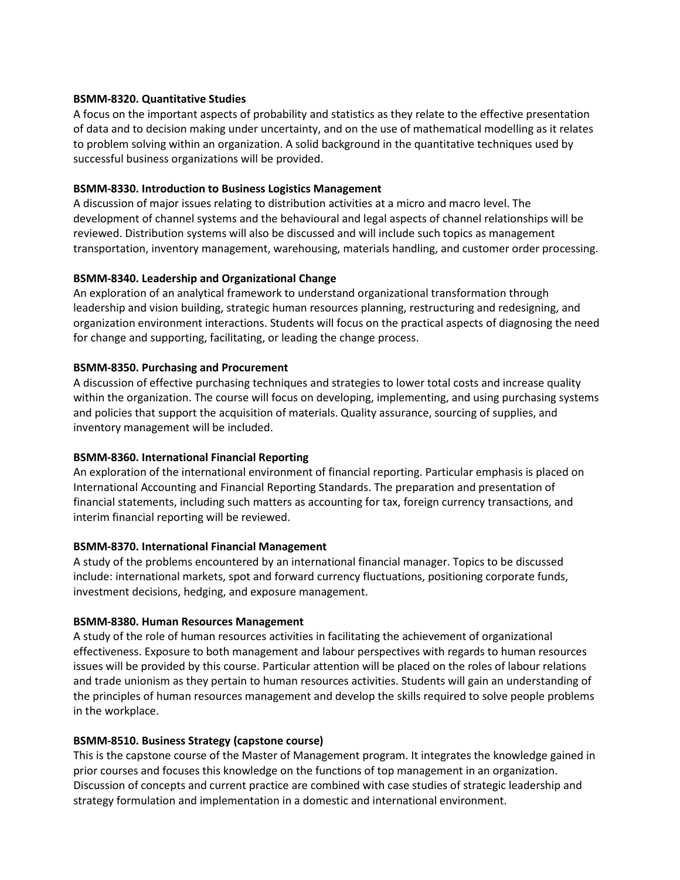**BSMM-8320. Quantitative Studies**
A focus on the important aspects of probability and statistics as they relate to the effective presentation of data and to decision making under uncertainty, and on the use of mathematical modelling as it relates to problem solving within an organization. A solid background in the quantitative techniques used by successful business organizations will be provided.

**BSMM-8330. Introduction to Business Logistics Management**
A discussion of major issues relating to distribution activities at a micro and macro level. The development of channel systems and the behavioural and legal aspects of channel relationships will be reviewed. Distribution systems will also be discussed and will include such topics as management transportation, inventory management, warehousing, materials handling, and customer order processing.

**BSMM-8340. Leadership and Organizational Change**
An exploration of an analytical framework to understand organizational transformation through leadership and vision building, strategic human resources planning, restructuring and redesigning, and organization environment interactions. Students will focus on the practical aspects of diagnosing the need for change and supporting, facilitating, or leading the change process.

**BSMM-8350. Purchasing and Procurement**
A discussion of effective purchasing techniques and strategies to lower total costs and increase quality within the organization. The course will focus on developing, implementing, and using purchasing systems and policies that support the acquisition of materials. Quality assurance, sourcing of supplies, and inventory management will be included.

**BSMM-8360. International Financial Reporting**
An exploration of the international environment of financial reporting. Particular emphasis is placed on International Accounting and Financial Reporting Standards. The preparation and presentation of financial statements, including such matters as accounting for tax, foreign currency transactions, and interim financial reporting will be reviewed.

**BSMM-8370. International Financial Management**
A study of the problems encountered by an international financial manager. Topics to be discussed include: international markets, spot and forward currency fluctuations, positioning corporate funds, investment decisions, hedging, and exposure management.

**BSMM-8380. Human Resources Management**
A study of the role of human resources activities in facilitating the achievement of organizational effectiveness. Exposure to both management and labour perspectives with regards to human resources issues will be provided by this course. Particular attention will be placed on the roles of labour relations and trade unionism as they pertain to human resources activities. Students will gain an understanding of the principles of human resources management and develop the skills required to solve people problems in the workplace.

**BSMM-8510. Business Strategy (capstone course)**
This is the capstone course of the Master of Management program. It integrates the knowledge gained in prior courses and focuses this knowledge on the functions of top management in an organization. Discussion of concepts and current practice are combined with case studies of strategic leadership and strategy formulation and implementation in a domestic and international environment.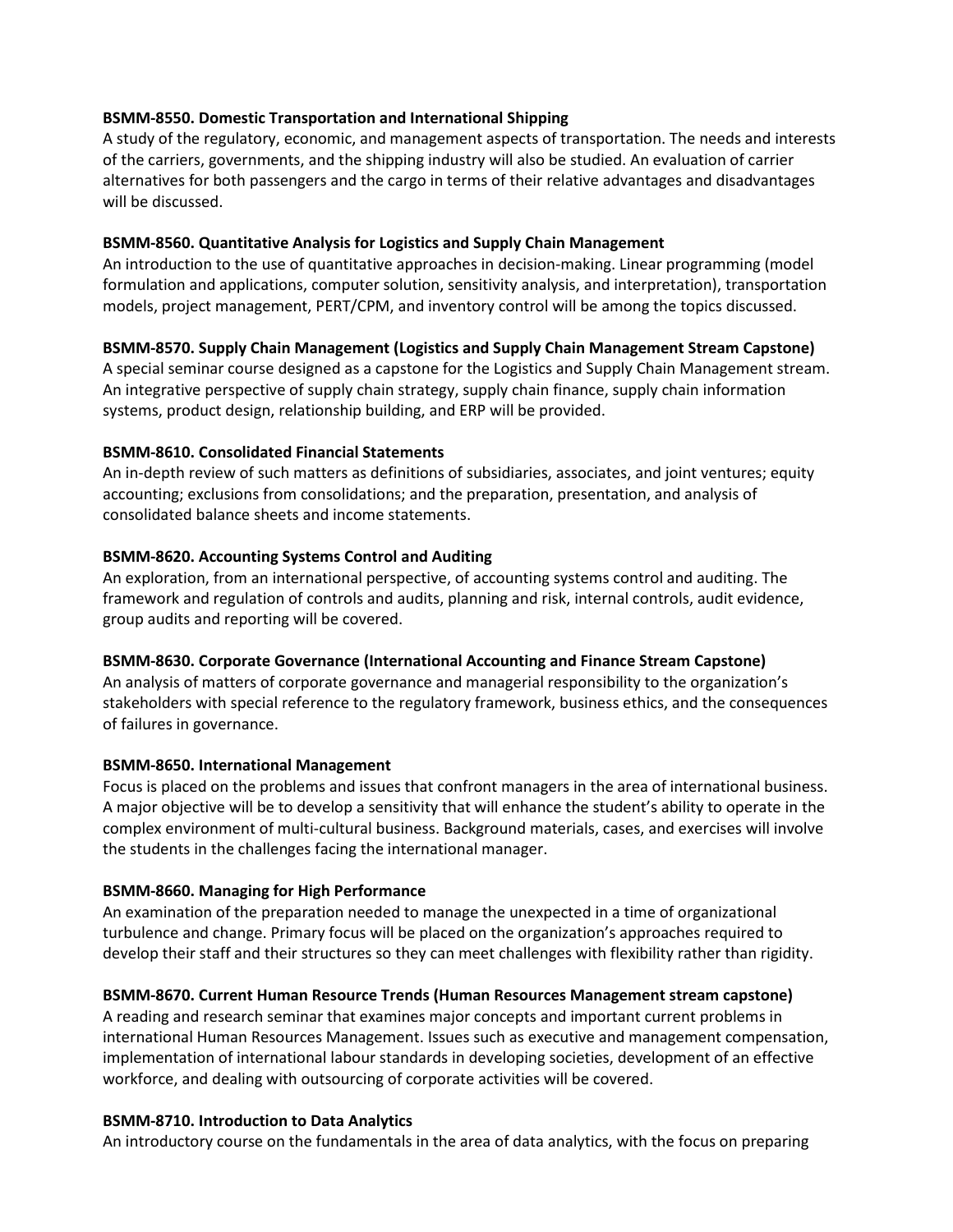**BSMM-8550. Domestic Transportation and International Shipping**
A study of the regulatory, economic, and management aspects of transportation. The needs and interests of the carriers, governments, and the shipping industry will also be studied. An evaluation of carrier alternatives for both passengers and the cargo in terms of their relative advantages and disadvantages will be discussed.

**BSMM-8560. Quantitative Analysis for Logistics and Supply Chain Management**
An introduction to the use of quantitative approaches in decision-making. Linear programming (model formulation and applications, computer solution, sensitivity analysis, and interpretation), transportation models, project management, PERT/CPM, and inventory control will be among the topics discussed.

**BSMM-8570. Supply Chain Management (Logistics and Supply Chain Management Stream Capstone)**
A special seminar course designed as a capstone for the Logistics and Supply Chain Management stream. An integrative perspective of supply chain strategy, supply chain finance, supply chain information systems, product design, relationship building, and ERP will be provided.

**BSMM-8610. Consolidated Financial Statements**
An in-depth review of such matters as definitions of subsidiaries, associates, and joint ventures; equity accounting; exclusions from consolidations; and the preparation, presentation, and analysis of consolidated balance sheets and income statements.

**BSMM-8620. Accounting Systems Control and Auditing**
An exploration, from an international perspective, of accounting systems control and auditing. The framework and regulation of controls and audits, planning and risk, internal controls, audit evidence, group audits and reporting will be covered.

**BSMM-8630. Corporate Governance (International Accounting and Finance Stream Capstone)**
An analysis of matters of corporate governance and managerial responsibility to the organization's stakeholders with special reference to the regulatory framework, business ethics, and the consequences of failures in governance.

**BSMM-8650. International Management**
Focus is placed on the problems and issues that confront managers in the area of international business. A major objective will be to develop a sensitivity that will enhance the student's ability to operate in the complex environment of multi-cultural business. Background materials, cases, and exercises will involve the students in the challenges facing the international manager.

**BSMM-8660. Managing for High Performance**
An examination of the preparation needed to manage the unexpected in a time of organizational turbulence and change. Primary focus will be placed on the organization's approaches required to develop their staff and their structures so they can meet challenges with flexibility rather than rigidity.

**BSMM-8670. Current Human Resource Trends (Human Resources Management stream capstone)**
A reading and research seminar that examines major concepts and important current problems in international Human Resources Management. Issues such as executive and management compensation, implementation of international labour standards in developing societies, development of an effective workforce, and dealing with outsourcing of corporate activities will be covered.

**BSMM-8710. Introduction to Data Analytics**
An introductory course on the fundamentals in the area of data analytics, with the focus on preparing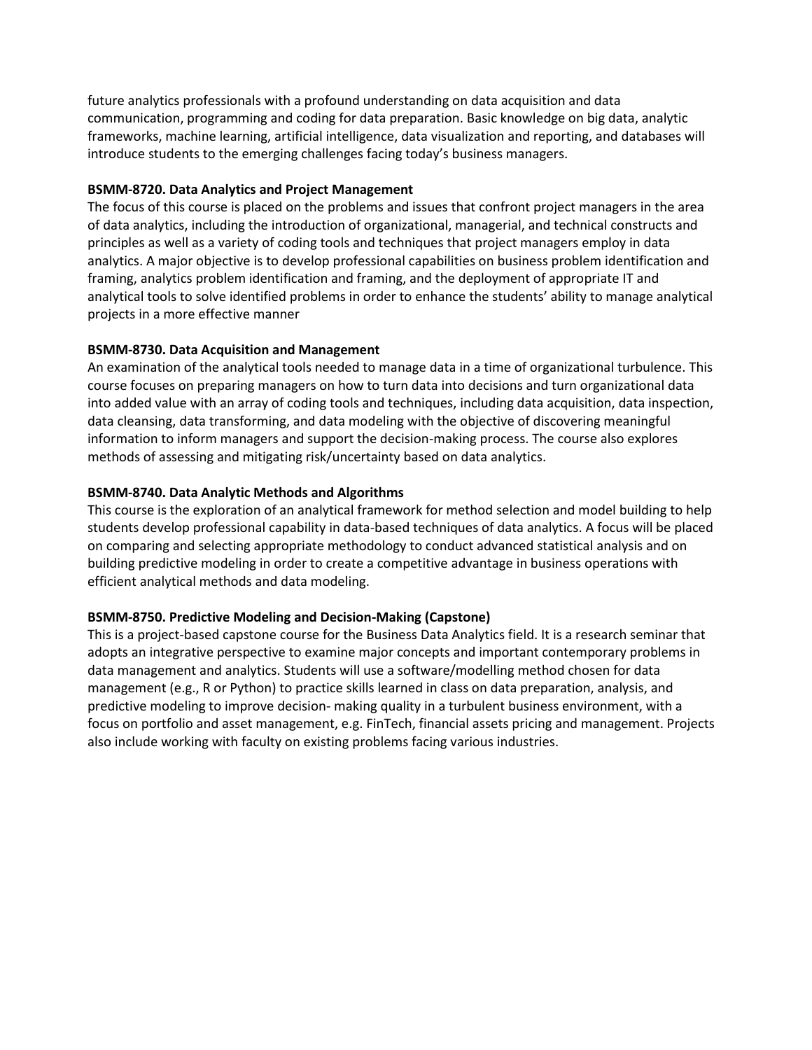future analytics professionals with a profound understanding on data acquisition and data communication, programming and coding for data preparation. Basic knowledge on big data, analytic frameworks, machine learning, artificial intelligence, data visualization and reporting, and databases will introduce students to the emerging challenges facing today's business managers.

**BSMM-8720. Data Analytics and Project Management**

The focus of this course is placed on the problems and issues that confront project managers in the area of data analytics, including the introduction of organizational, managerial, and technical constructs and principles as well as a variety of coding tools and techniques that project managers employ in data analytics. A major objective is to develop professional capabilities on business problem identification and framing, analytics problem identification and framing, and the deployment of appropriate IT and analytical tools to solve identified problems in order to enhance the students' ability to manage analytical projects in a more effective manner

**BSMM-8730. Data Acquisition and Management**

An examination of the analytical tools needed to manage data in a time of organizational turbulence. This course focuses on preparing managers on how to turn data into decisions and turn organizational data into added value with an array of coding tools and techniques, including data acquisition, data inspection, data cleansing, data transforming, and data modeling with the objective of discovering meaningful information to inform managers and support the decision-making process. The course also explores methods of assessing and mitigating risk/uncertainty based on data analytics.

**BSMM-8740. Data Analytic Methods and Algorithms**

This course is the exploration of an analytical framework for method selection and model building to help students develop professional capability in data-based techniques of data analytics. A focus will be placed on comparing and selecting appropriate methodology to conduct advanced statistical analysis and on building predictive modeling in order to create a competitive advantage in business operations with efficient analytical methods and data modeling.

**BSMM-8750. Predictive Modeling and Decision-Making (Capstone)**

This is a project-based capstone course for the Business Data Analytics field. It is a research seminar that adopts an integrative perspective to examine major concepts and important contemporary problems in data management and analytics. Students will use a software/modelling method chosen for data management (e.g., R or Python) to practice skills learned in class on data preparation, analysis, and predictive modeling to improve decision- making quality in a turbulent business environment, with a focus on portfolio and asset management, e.g. FinTech, financial assets pricing and management. Projects also include working with faculty on existing problems facing various industries.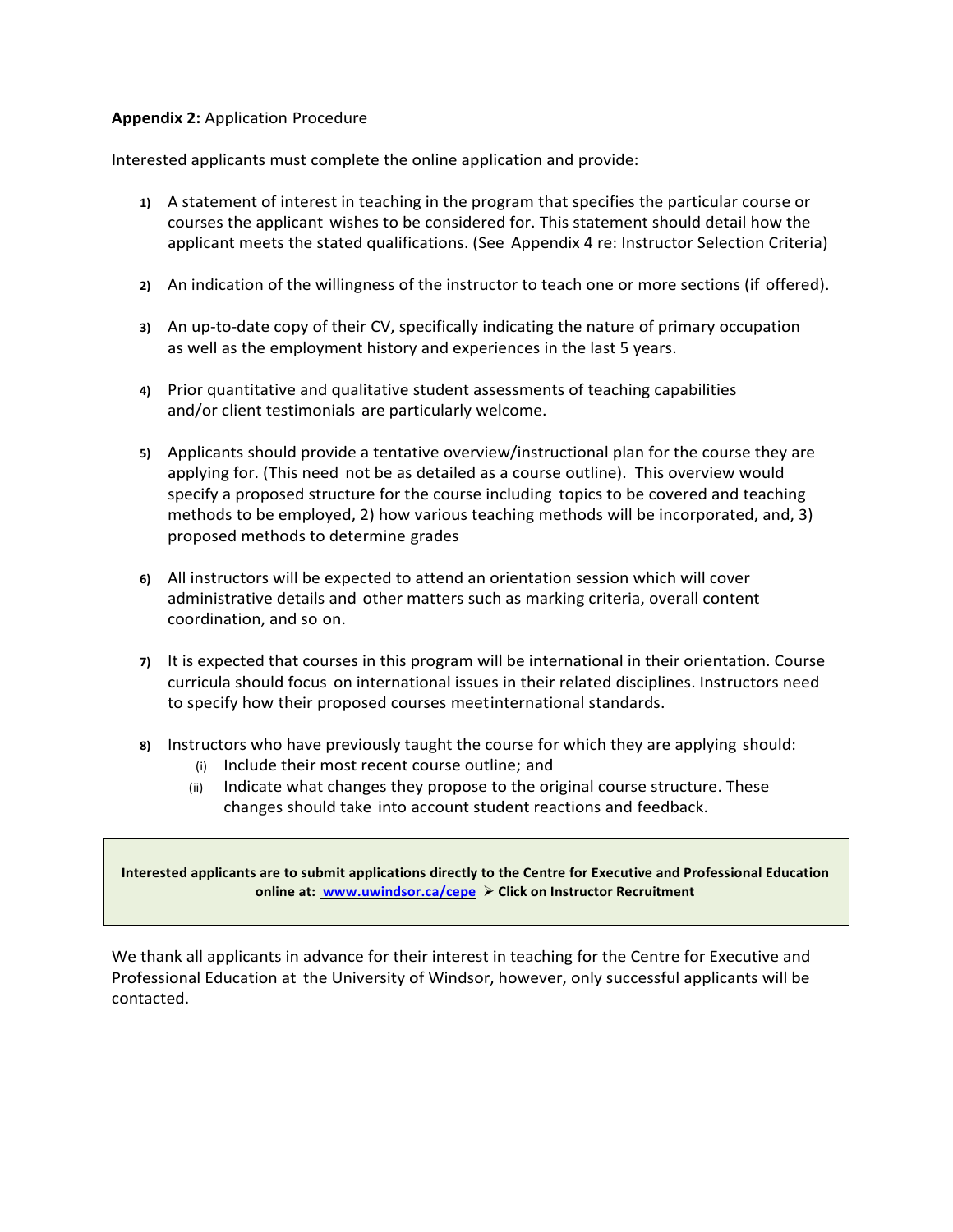**Appendix 2:** Application Procedure

Interested applicants must complete the online application and provide:

1) A statement of interest in teaching in the program that specifies the particular course or courses the applicant wishes to be considered for. This statement should detail how the applicant meets the stated qualifications. (See Appendix 4 re: Instructor Selection Criteria)

2) An indication of the willingness of the instructor to teach one or more sections (if offered).

3) An up-to-date copy of their CV, specifically indicating the nature of primary occupation as well as the employment history and experiences in the last 5 years.

4) Prior quantitative and qualitative student assessments of teaching capabilities and/or client testimonials are particularly welcome.

5) Applicants should provide a tentative overview/instructional plan for the course they are applying for. (This need not be as detailed as a course outline). This overview would specify a proposed structure for the course including topics to be covered and teaching methods to be employed, 2) how various teaching methods will be incorporated, and, 3) proposed methods to determine grades

6) All instructors will be expected to attend an orientation session which will cover administrative details and other matters such as marking criteria, overall content coordination, and so on.

7) It is expected that courses in this program will be international in their orientation. Course curricula should focus on international issues in their related disciplines. Instructors need to specify how their proposed courses meet international standards.

8) Instructors who have previously taught the course for which they are applying should:
   (i) Include their most recent course outline; and
   (ii) Indicate what changes they propose to the original course structure. These changes should take into account student reactions and feedback.

**Interested applicants are to submit applications directly to the Centre for Executive and Professional Education online at: [www.uwindsor.ca/cepe](http://www.uwindsor.ca/cepe) ➢ Click on Instructor Recruitment**

We thank all applicants in advance for their interest in teaching for the Centre for Executive and Professional Education at the University of Windsor, however, only successful applicants will be contacted.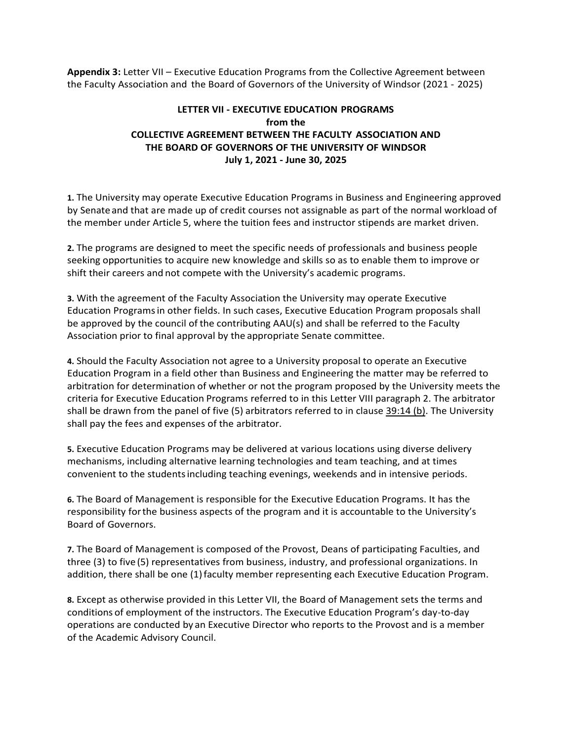**Appendix 3:** Letter VII – Executive Education Programs from the Collective Agreement between the Faculty Association and the Board of Governors of the University of Windsor (2021 - 2025)

## LETTER VII - EXECUTIVE EDUCATION PROGRAMS
## from the
## COLLECTIVE AGREEMENT BETWEEN THE FACULTY ASSOCIATION AND THE BOARD OF GOVERNORS OF THE UNIVERSITY OF WINDSOR
## July 1, 2021 - June 30, 2025

**1.** The University may operate Executive Education Programs in Business and Engineering approved by Senate and that are made up of credit courses not assignable as part of the normal workload of the member under Article 5, where the tuition fees and instructor stipends are market driven.

**2.** The programs are designed to meet the specific needs of professionals and business people seeking opportunities to acquire new knowledge and skills so as to enable them to improve or shift their careers and not compete with the University's academic programs.

**3.** With the agreement of the Faculty Association the University may operate Executive Education Programs in other fields. In such cases, Executive Education Program proposals shall be approved by the council of the contributing AAU(s) and shall be referred to the Faculty Association prior to final approval by the appropriate Senate committee.

**4.** Should the Faculty Association not agree to a University proposal to operate an Executive Education Program in a field other than Business and Engineering the matter may be referred to arbitration for determination of whether or not the program proposed by the University meets the criteria for Executive Education Programs referred to in this Letter VIII paragraph 2. The arbitrator shall be drawn from the panel of five (5) arbitrators referred to in clause 39:14 (b). The University shall pay the fees and expenses of the arbitrator.

**5.** Executive Education Programs may be delivered at various locations using diverse delivery mechanisms, including alternative learning technologies and team teaching, and at times convenient to the students including teaching evenings, weekends and in intensive periods.

**6.** The Board of Management is responsible for the Executive Education Programs. It has the responsibility for the business aspects of the program and it is accountable to the University's Board of Governors.

**7.** The Board of Management is composed of the Provost, Deans of participating Faculties, and three (3) to five (5) representatives from business, industry, and professional organizations. In addition, there shall be one (1) faculty member representing each Executive Education Program.

**8.** Except as otherwise provided in this Letter VII, the Board of Management sets the terms and conditions of employment of the instructors. The Executive Education Program's day-to-day operations are conducted by an Executive Director who reports to the Provost and is a member of the Academic Advisory Council.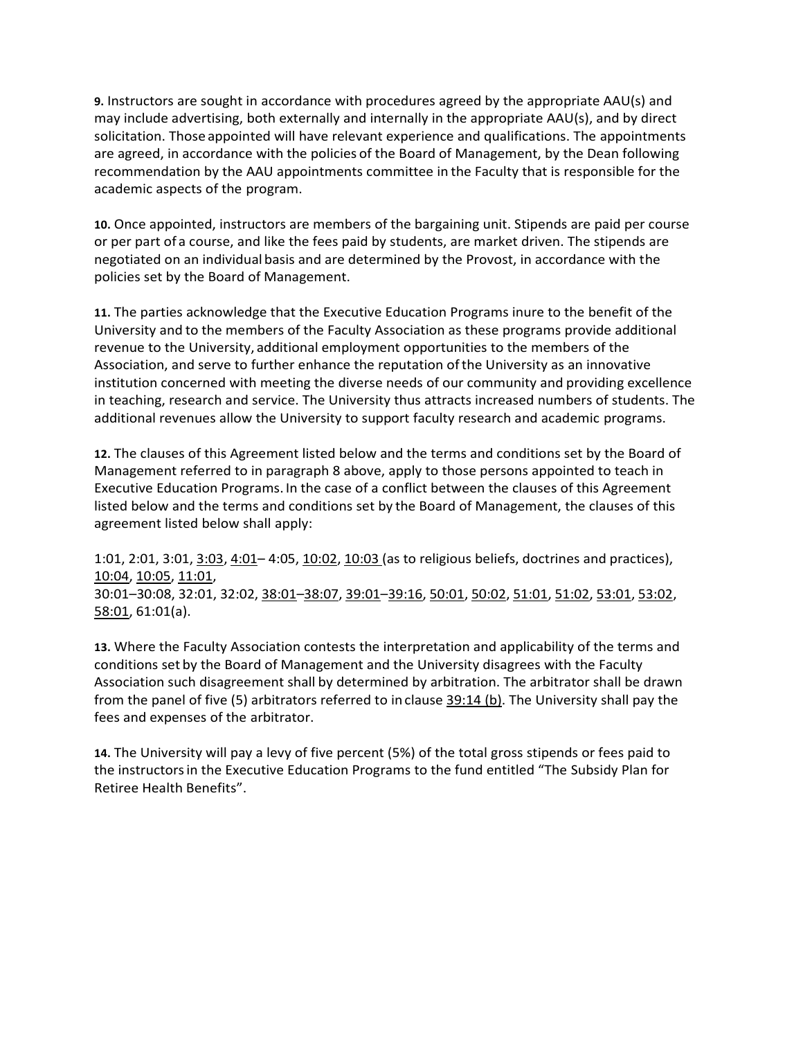**9.** Instructors are sought in accordance with procedures agreed by the appropriate AAU(s) and may include advertising, both externally and internally in the appropriate AAU(s), and by direct solicitation. Those appointed will have relevant experience and qualifications. The appointments are agreed, in accordance with the policies of the Board of Management, by the Dean following recommendation by the AAU appointments committee in the Faculty that is responsible for the academic aspects of the program.

**10.** Once appointed, instructors are members of the bargaining unit. Stipends are paid per course or per part of a course, and like the fees paid by students, are market driven. The stipends are negotiated on an individual basis and are determined by the Provost, in accordance with the policies set by the Board of Management.

**11.** The parties acknowledge that the Executive Education Programs inure to the benefit of the University and to the members of the Faculty Association as these programs provide additional revenue to the University, additional employment opportunities to the members of the Association, and serve to further enhance the reputation of the University as an innovative institution concerned with meeting the diverse needs of our community and providing excellence in teaching, research and service. The University thus attracts increased numbers of students. The additional revenues allow the University to support faculty research and academic programs.

**12.** The clauses of this Agreement listed below and the terms and conditions set by the Board of Management referred to in paragraph 8 above, apply to those persons appointed to teach in Executive Education Programs. In the case of a conflict between the clauses of this Agreement listed below and the terms and conditions set by the Board of Management, the clauses of this agreement listed below shall apply:

1:01, 2:01, 3:01, 3:03, 4:01– 4:05, 10:02, 10:03 (as to religious beliefs, doctrines and practices), 10:04, 10:05, 11:01,
30:01–30:08, 32:01, 32:02, 38:01–38:07, 39:01–39:16, 50:01, 50:02, 51:01, 51:02, 53:01, 53:02, 58:01, 61:01(a).

**13.** Where the Faculty Association contests the interpretation and applicability of the terms and conditions set by the Board of Management and the University disagrees with the Faculty Association such disagreement shall by determined by arbitration. The arbitrator shall be drawn from the panel of five (5) arbitrators referred to in clause 39:14 (b). The University shall pay the fees and expenses of the arbitrator.

**14.** The University will pay a levy of five percent (5%) of the total gross stipends or fees paid to the instructors in the Executive Education Programs to the fund entitled "The Subsidy Plan for Retiree Health Benefits".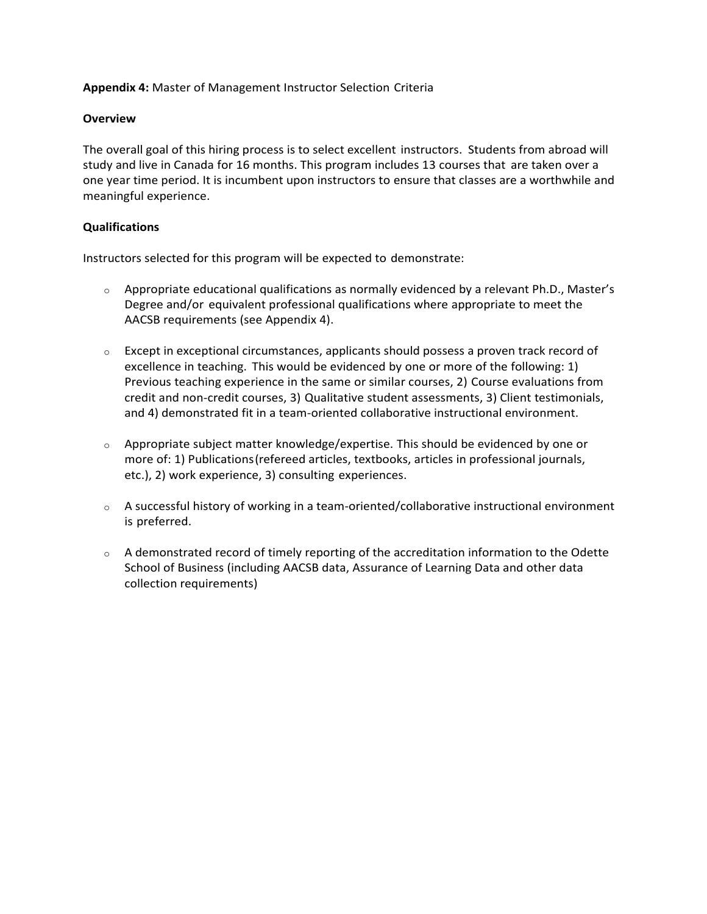**Appendix 4:** Master of Management Instructor Selection Criteria

**Overview**

The overall goal of this hiring process is to select excellent instructors. Students from abroad will study and live in Canada for 16 months. This program includes 13 courses that are taken over a one year time period. It is incumbent upon instructors to ensure that classes are a worthwhile and meaningful experience.

**Qualifications**

Instructors selected for this program will be expected to demonstrate:

- Appropriate educational qualifications as normally evidenced by a relevant Ph.D., Master's Degree and/or equivalent professional qualifications where appropriate to meet the AACSB requirements (see Appendix 4).

- Except in exceptional circumstances, applicants should possess a proven track record of excellence in teaching. This would be evidenced by one or more of the following: 1) Previous teaching experience in the same or similar courses, 2) Course evaluations from credit and non-credit courses, 3) Qualitative student assessments, 3) Client testimonials, and 4) demonstrated fit in a team-oriented collaborative instructional environment.

- Appropriate subject matter knowledge/expertise. This should be evidenced by one or more of: 1) Publications(refereed articles, textbooks, articles in professional journals, etc.), 2) work experience, 3) consulting experiences.

- A successful history of working in a team-oriented/collaborative instructional environment is preferred.

- A demonstrated record of timely reporting of the accreditation information to the Odette School of Business (including AACSB data, Assurance of Learning Data and other data collection requirements)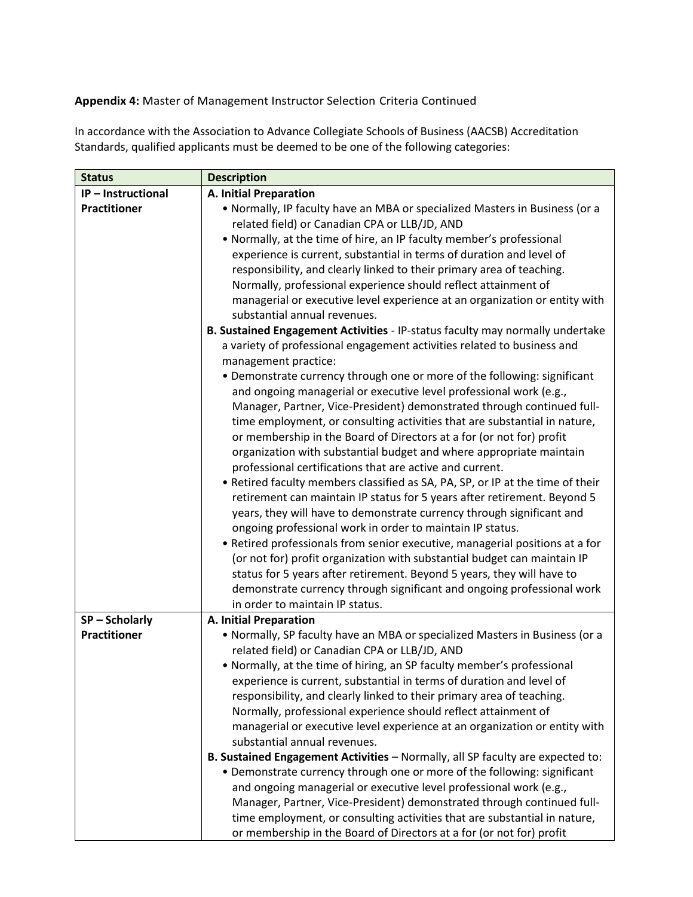**Appendix 4:** Master of Management Instructor Selection Criteria Continued

In accordance with the Association to Advance Collegiate Schools of Business (AACSB) Accreditation Standards, qualified applicants must be deemed to be one of the following categories:

| Status | Description |
|---|---|
| **IP – Instructional Practitioner** | **A. Initial Preparation**<br>• Normally, IP faculty have an MBA or specialized Masters in Business (or a related field) or Canadian CPA or LLB/JD, AND<br>• Normally, at the time of hire, an IP faculty member's professional experience is current, substantial in terms of duration and level of responsibility, and clearly linked to their primary area of teaching. Normally, professional experience should reflect attainment of managerial or executive level experience at an organization or entity with substantial annual revenues.<br>**B. Sustained Engagement Activities** - IP-status faculty may normally undertake a variety of professional engagement activities related to business and management practice:<br>• Demonstrate currency through one or more of the following: significant and ongoing managerial or executive level professional work (e.g., Manager, Partner, Vice-President) demonstrated through continued full-time employment, or consulting activities that are substantial in nature, or membership in the Board of Directors at a for (or not for) profit organization with substantial budget and where appropriate maintain professional certifications that are active and current.<br>• Retired faculty members classified as SA, PA, SP, or IP at the time of their retirement can maintain IP status for 5 years after retirement. Beyond 5 years, they will have to demonstrate currency through significant and ongoing professional work in order to maintain IP status.<br>• Retired professionals from senior executive, managerial positions at a for (or not for) profit organization with substantial budget can maintain IP status for 5 years after retirement. Beyond 5 years, they will have to demonstrate currency through significant and ongoing professional work in order to maintain IP status. |
| **SP – Scholarly Practitioner** | **A. Initial Preparation**<br>• Normally, SP faculty have an MBA or specialized Masters in Business (or a related field) or Canadian CPA or LLB/JD, AND<br>• Normally, at the time of hiring, an SP faculty member's professional experience is current, substantial in terms of duration and level of responsibility, and clearly linked to their primary area of teaching. Normally, professional experience should reflect attainment of managerial or executive level experience at an organization or entity with substantial annual revenues.<br>**B. Sustained Engagement Activities** – Normally, all SP faculty are expected to:<br>• Demonstrate currency through one or more of the following: significant and ongoing managerial or executive level professional work (e.g., Manager, Partner, Vice-President) demonstrated through continued full-time employment, or consulting activities that are substantial in nature, or membership in the Board of Directors at a for (or not for) profit |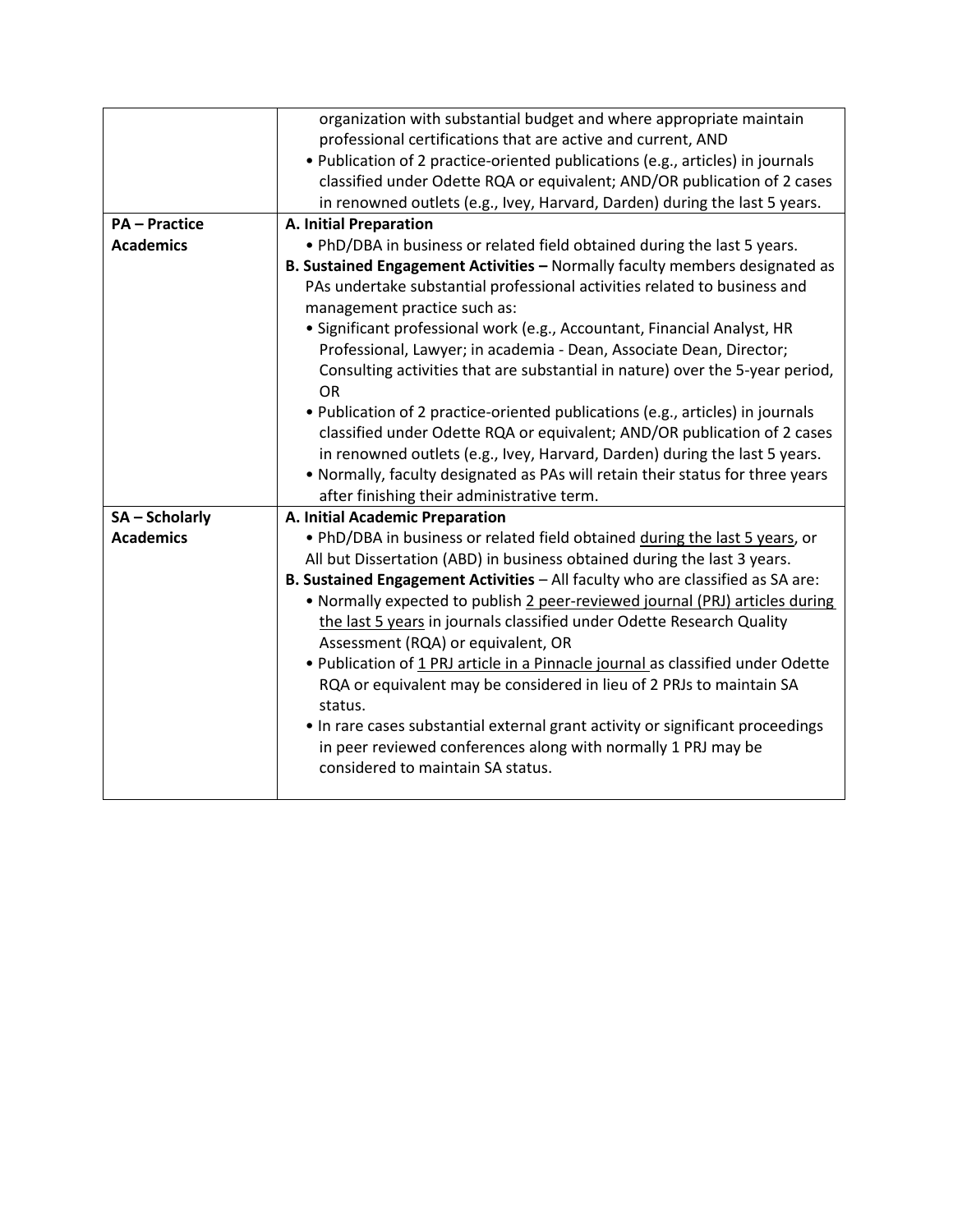| | |
|---|---|
| | organization with substantial budget and where appropriate maintain professional certifications that are active and current, AND<br>• Publication of 2 practice-oriented publications (e.g., articles) in journals classified under Odette RQA or equivalent; AND/OR publication of 2 cases in renowned outlets (e.g., Ivey, Harvard, Darden) during the last 5 years. |
| **PA – Practice Academics** | **A. Initial Preparation**<br>• PhD/DBA in business or related field obtained during the last 5 years.<br>**B. Sustained Engagement Activities –** Normally faculty members designated as PAs undertake substantial professional activities related to business and management practice such as:<br>• Significant professional work (e.g., Accountant, Financial Analyst, HR Professional, Lawyer; in academia - Dean, Associate Dean, Director; Consulting activities that are substantial in nature) over the 5-year period, OR<br>• Publication of 2 practice-oriented publications (e.g., articles) in journals classified under Odette RQA or equivalent; AND/OR publication of 2 cases in renowned outlets (e.g., Ivey, Harvard, Darden) during the last 5 years.<br>• Normally, faculty designated as PAs will retain their status for three years after finishing their administrative term. |
| **SA – Scholarly Academics** | **A. Initial Academic Preparation**<br>• PhD/DBA in business or related field obtained <u>during the last 5 years</u>, or All but Dissertation (ABD) in business obtained during the last 3 years.<br>**B. Sustained Engagement Activities** – All faculty who are classified as SA are:<br>• Normally expected to publish <u>2 peer-reviewed journal (PRJ) articles during the last 5 years</u> in journals classified under Odette Research Quality Assessment (RQA) or equivalent, OR<br>• Publication of <u>1 PRJ article in a Pinnacle journal</u> as classified under Odette RQA or equivalent may be considered in lieu of 2 PRJs to maintain SA status.<br>• In rare cases substantial external grant activity or significant proceedings in peer reviewed conferences along with normally 1 PRJ may be considered to maintain SA status. |